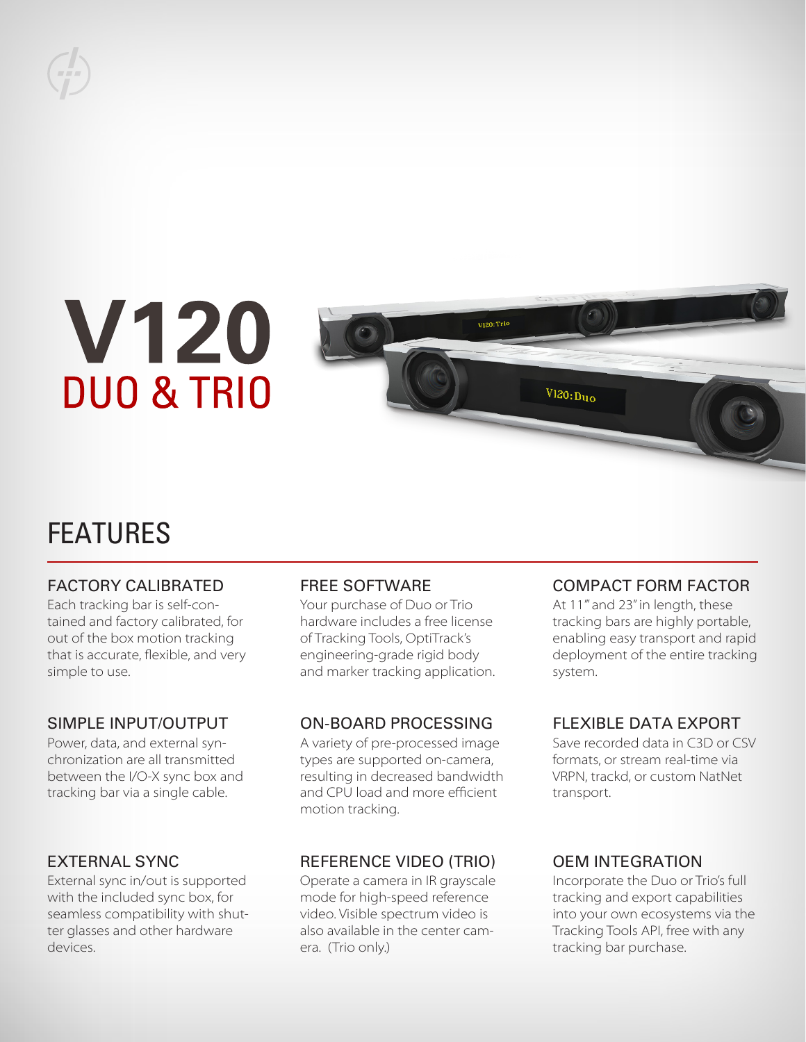# V120
## DUO & TRIO

## FEATURES

### FACTORY CALIBRATED
Each tracking bar is self-contained and factory calibrated, for out of the box motion tracking that is accurate, flexible, and very simple to use.

### SIMPLE INPUT/OUTPUT
Power, data, and external synchronization are all transmitted between the I/O-X sync box and tracking bar via a single cable.

### EXTERNAL SYNC
External sync in/out is supported with the included sync box, for seamless compatibility with shutter glasses and other hardware devices.

### FREE SOFTWARE
Your purchase of Duo or Trio hardware includes a free license of Tracking Tools, OptiTrack's engineering-grade rigid body and marker tracking application.

### ON-BOARD PROCESSING
A variety of pre-processed image types are supported on-camera, resulting in decreased bandwidth and CPU load and more efficient motion tracking.

### REFERENCE VIDEO (TRIO)
Operate a camera in IR grayscale mode for high-speed reference video. Visible spectrum video is also available in the center camera. (Trio only.)

### COMPACT FORM FACTOR
At 11" and 23" in length, these tracking bars are highly portable, enabling easy transport and rapid deployment of the entire tracking system.

### FLEXIBLE DATA EXPORT
Save recorded data in C3D or CSV formats, or stream real-time via VRPN, trackd, or custom NatNet transport.

### OEM INTEGRATION
Incorporate the Duo or Trio's full tracking and export capabilities into your own ecosystems via the Tracking Tools API, free with any tracking bar purchase.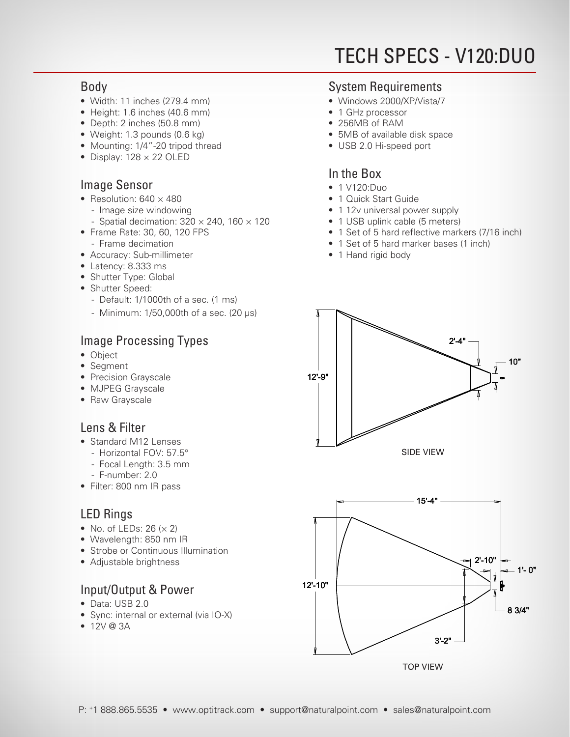# TECH SPECS - V120:DUO

## Body

- Width: 11 inches (279.4 mm)
- Height: 1.6 inches (40.6 mm)
- Depth: 2 inches (50.8 mm)
- Weight: 1.3 pounds (0.6 kg)
- Mounting: 1/4"-20 tripod thread
- Display: 128 × 22 OLED

## Image Sensor

- Resolution: 640 × 480
  - Image size windowing
  - Spatial decimation: 320 × 240, 160 × 120
- Frame Rate: 30, 60, 120 FPS
  - Frame decimation
- Accuracy: Sub-millimeter
- Latency: 8.333 ms
- Shutter Type: Global
- Shutter Speed:
  - Default: 1/1000th of a sec. (1 ms)
  - Minimum: 1/50,000th of a sec. (20 µs)

## Image Processing Types

- Object
- Segment
- Precision Grayscale
- MJPEG Grayscale
- Raw Grayscale

## Lens & Filter

- Standard M12 Lenses
  - Horizontal FOV: 57.5°
  - Focal Length: 3.5 mm
  - F-number: 2.0
- Filter: 800 nm IR pass

## LED Rings

- No. of LEDs: 26 (× 2)
- Wavelength: 850 nm IR
- Strobe or Continuous Illumination
- Adjustable brightness

## Input/Output & Power

- Data: USB 2.0
- Sync: internal or external (via IO-X)
- 12V @ 3A

## System Requirements

- Windows 2000/XP/Vista/7
- 1 GHz processor
- 256MB of RAM
- 5MB of available disk space
- USB 2.0 Hi-speed port

## In the Box

- 1 V120:Duo
- 1 Quick Start Guide
- 1 12v universal power supply
- 1 USB uplink cable (5 meters)
- 1 Set of 5 hard reflective markers (7/16 inch)
- 1 Set of 5 hard marker bases (1 inch)
- 1 Hand rigid body

12'-9" 2'-4" 10"

SIDE VIEW

15'-4" 12'-10" 2'-10" 1'- 0" 8 3/4" 3'-2"

TOP VIEW

P: +1 888.865.5535 • www.optitrack.com • support@naturalpoint.com • sales@naturalpoint.com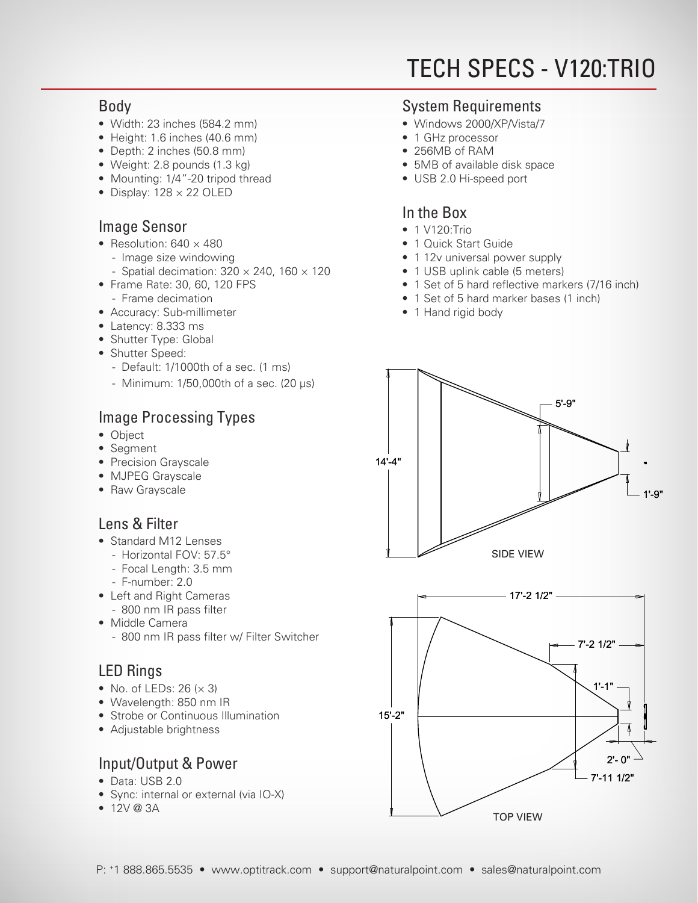# TECH SPECS - V120:TRIO

## Body

- Width: 23 inches (584.2 mm)
- Height: 1.6 inches (40.6 mm)
- Depth: 2 inches (50.8 mm)
- Weight: 2.8 pounds (1.3 kg)
- Mounting: 1/4"-20 tripod thread
- Display: 128 × 22 OLED

## Image Sensor

- Resolution: 640 × 480
  - Image size windowing
  - Spatial decimation: 320 × 240, 160 × 120
- Frame Rate: 30, 60, 120 FPS
  - Frame decimation
- Accuracy: Sub-millimeter
- Latency: 8.333 ms
- Shutter Type: Global
- Shutter Speed:
  - Default: 1/1000th of a sec. (1 ms)
  - Minimum: 1/50,000th of a sec. (20 µs)

## Image Processing Types

- Object
- Segment
- Precision Grayscale
- MJPEG Grayscale
- Raw Grayscale

## Lens & Filter

- Standard M12 Lenses
  - Horizontal FOV: 57.5°
  - Focal Length: 3.5 mm
  - F-number: 2.0
- Left and Right Cameras
  - 800 nm IR pass filter
- Middle Camera
  - 800 nm IR pass filter w/ Filter Switcher

## LED Rings

- No. of LEDs: 26 (× 3)
- Wavelength: 850 nm IR
- Strobe or Continuous Illumination
- Adjustable brightness

## Input/Output & Power

- Data: USB 2.0
- Sync: internal or external (via IO-X)
- 12V @ 3A

## System Requirements

- Windows 2000/XP/Vista/7
- 1 GHz processor
- 256MB of RAM
- 5MB of available disk space
- USB 2.0 Hi-speed port

## In the Box

- 1 V120:Trio
- 1 Quick Start Guide
- 1 12v universal power supply
- 1 USB uplink cable (5 meters)
- 1 Set of 5 hard reflective markers (7/16 inch)
- 1 Set of 5 hard marker bases (1 inch)
- 1 Hand rigid body

14'-4"
5'-9"
1'-9"

SIDE VIEW

17'-2 1/2"
7'-2 1/2"
1'-1"
15'-2"
2'- 0"
7'-11 1/2"

TOP VIEW

P: +1 888.865.5535 • www.optitrack.com • support@naturalpoint.com • sales@naturalpoint.com